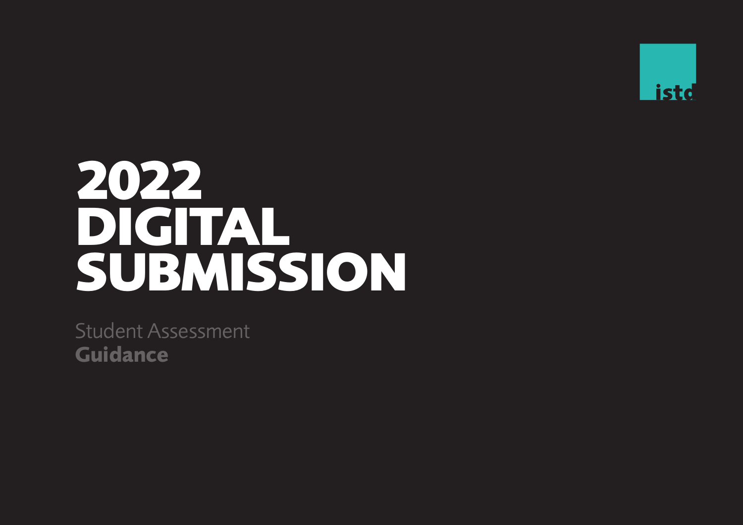istd

# 2022 DIGITAL SUBMISSION

Student Assessment
**Guidance**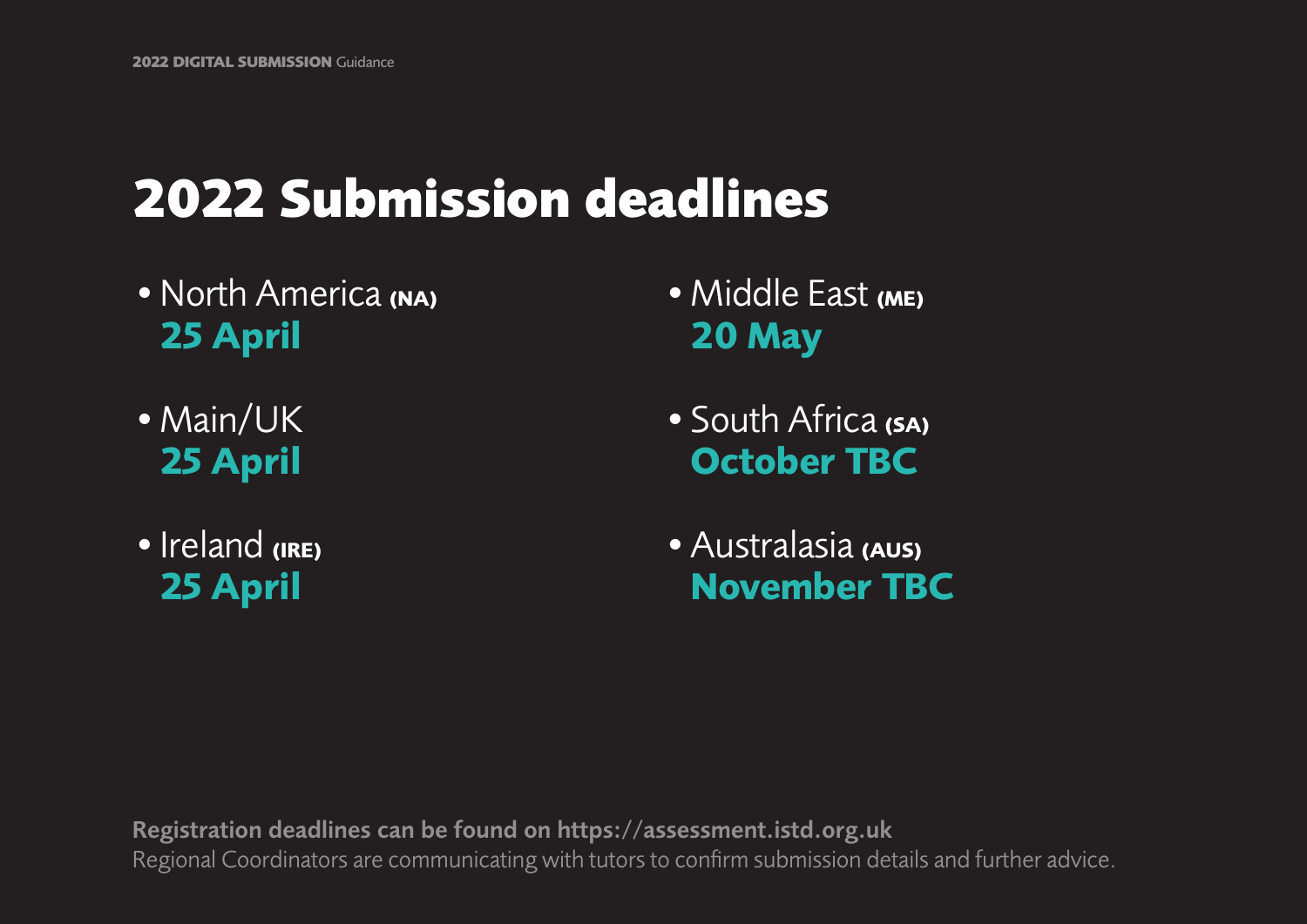# 2022 Submission deadlines

- North America **(NA)**
  **25 April**
- Main/UK
  **25 April**
- Ireland **(IRE)**
  **25 April**
- Middle East **(ME)**
  **20 May**
- South Africa **(SA)**
  **October TBC**
- Australasia **(AUS)**
  **November TBC**

**Registration deadlines can be found on https://assessment.istd.org.uk**
Regional Coordinators are communicating with tutors to confirm submission details and further advice.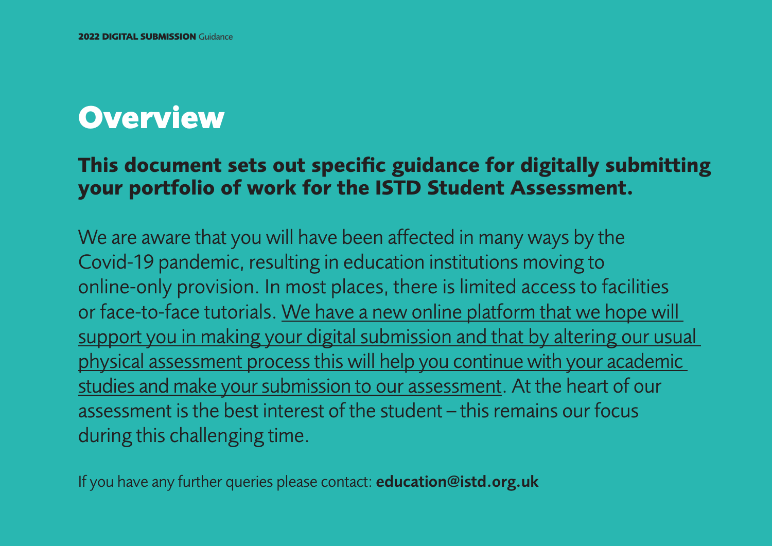# Overview

**This document sets out specific guidance for digitally submitting your portfolio of work for the ISTD Student Assessment.**

We are aware that you will have been affected in many ways by the Covid-19 pandemic, resulting in education institutions moving to online-only provision. In most places, there is limited access to facilities or face-to-face tutorials. <u>We have a new online platform that we hope will support you in making your digital submission and that by altering our usual physical assessment process this will help you continue with your academic studies and make your submission to our assessment</u>. At the heart of our assessment is the best interest of the student – this remains our focus during this challenging time.

If you have any further queries please contact: **education@istd.org.uk**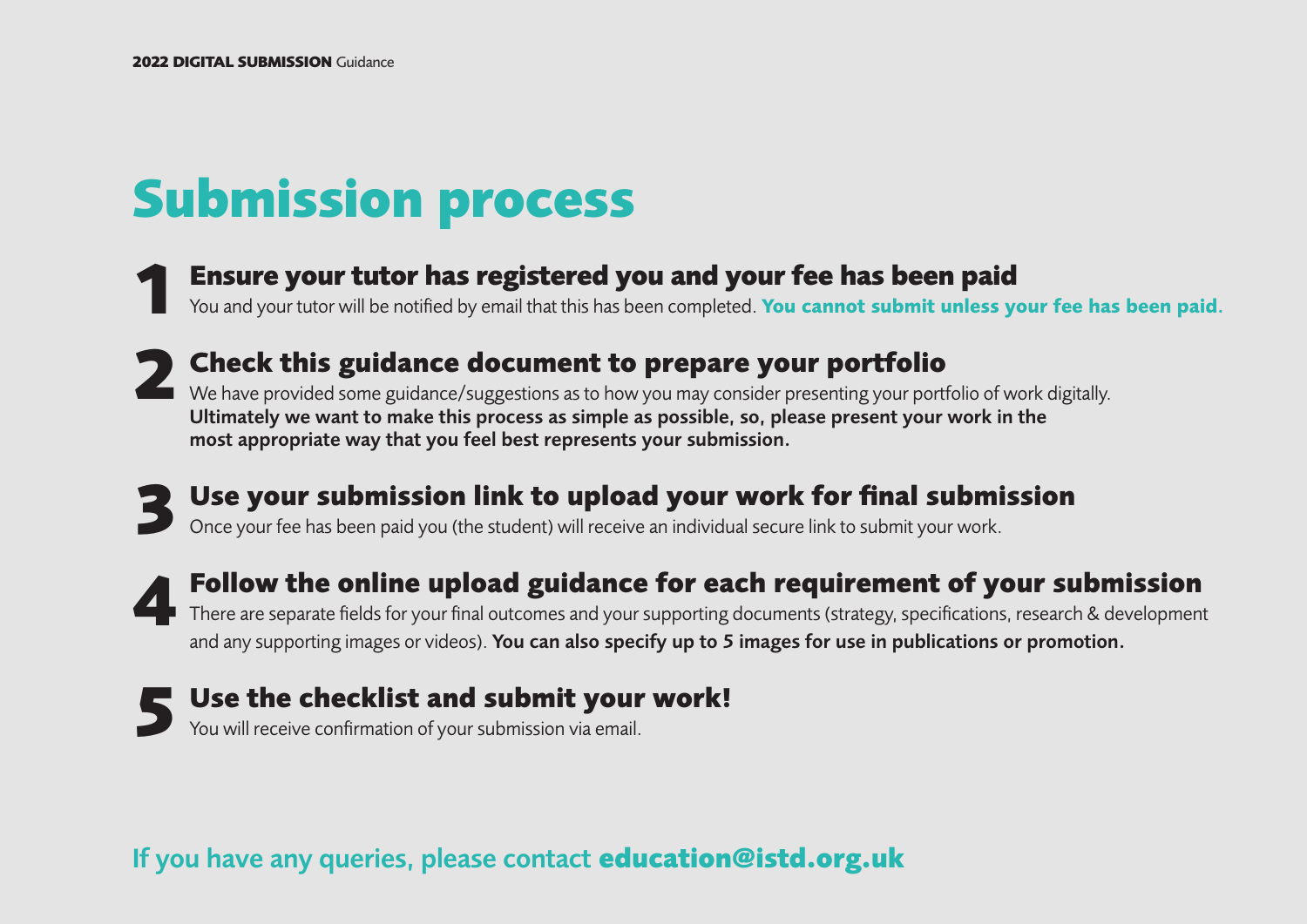# Submission process

## 1 Ensure your tutor has registered you and your fee has been paid

You and your tutor will be notified by email that this has been completed. **You cannot submit unless your fee has been paid.**

## 2 Check this guidance document to prepare your portfolio

We have provided some guidance/suggestions as to how you may consider presenting your portfolio of work digitally. **Ultimately we want to make this process as simple as possible, so, please present your work in the most appropriate way that you feel best represents your submission.**

## 3 Use your submission link to upload your work for final submission

Once your fee has been paid you (the student) will receive an individual secure link to submit your work.

## 4 Follow the online upload guidance for each requirement of your submission

There are separate fields for your final outcomes and your supporting documents (strategy, specifications, research & development and any supporting images or videos). **You can also specify up to 5 images for use in publications or promotion.**

## 5 Use the checklist and submit your work!

You will receive confirmation of your submission via email.

**If you have any queries, please contact education@istd.org.uk**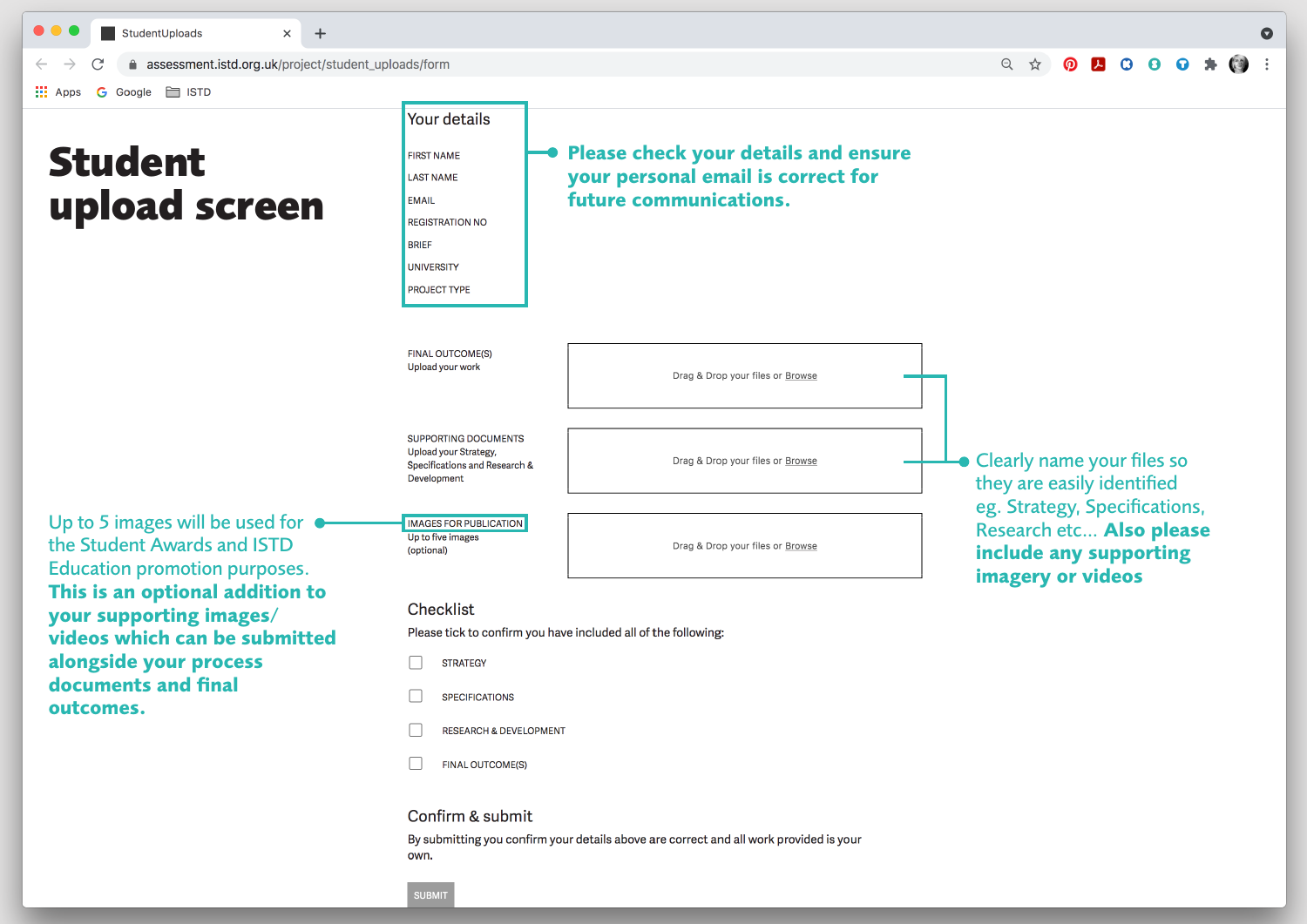# Student upload screen

## Your details

- FIRST NAME
- LAST NAME
- EMAIL
- REGISTRATION NO
- BRIEF
- UNIVERSITY
- PROJECT TYPE

**Please check your details and ensure your personal email is correct for future communications.**

FINAL OUTCOME(S)
Upload your work

Drag & Drop your files or Browse

SUPPORTING DOCUMENTS
Upload your Strategy, Specifications and Research & Development

Drag & Drop your files or Browse

IMAGES FOR PUBLICATION
Up to five images (optional)

Drag & Drop your files or Browse

Clearly name your files so they are easily identified eg. Strategy, Specifications, Research etc… **Also please include any supporting imagery or videos**

Up to 5 images will be used for the Student Awards and ISTD Education promotion purposes. **This is an optional addition to your supporting images/ videos which can be submitted alongside your process documents and final outcomes.**

## Checklist

Please tick to confirm you have included all of the following:

- [ ] STRATEGY
- [ ] SPECIFICATIONS
- [ ] RESEARCH & DEVELOPMENT
- [ ] FINAL OUTCOME(S)

## Confirm & submit

By submitting you confirm your details above are correct and all work provided is your own.

SUBMIT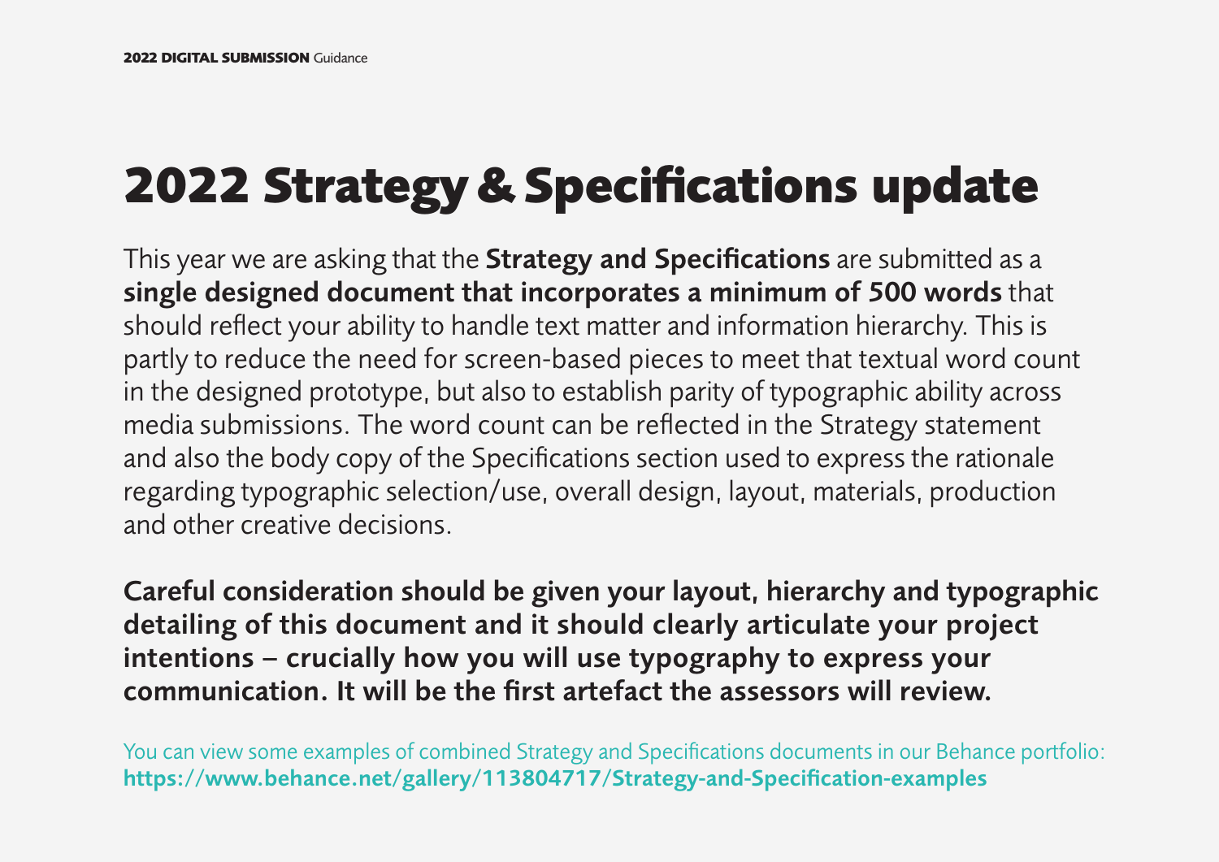# 2022 Strategy & Specifications update

This year we are asking that the **Strategy and Specifications** are submitted as a **single designed document that incorporates a minimum of 500 words** that should reflect your ability to handle text matter and information hierarchy. This is partly to reduce the need for screen-based pieces to meet that textual word count in the designed prototype, but also to establish parity of typographic ability across media submissions. The word count can be reflected in the Strategy statement and also the body copy of the Specifications section used to express the rationale regarding typographic selection/use, overall design, layout, materials, production and other creative decisions.

**Careful consideration should be given your layout, hierarchy and typographic detailing of this document and it should clearly articulate your project intentions – crucially how you will use typography to express your communication. It will be the first artefact the assessors will review.**

You can view some examples of combined Strategy and Specifications documents in our Behance portfolio:
**https://www.behance.net/gallery/113804717/Strategy-and-Specification-examples**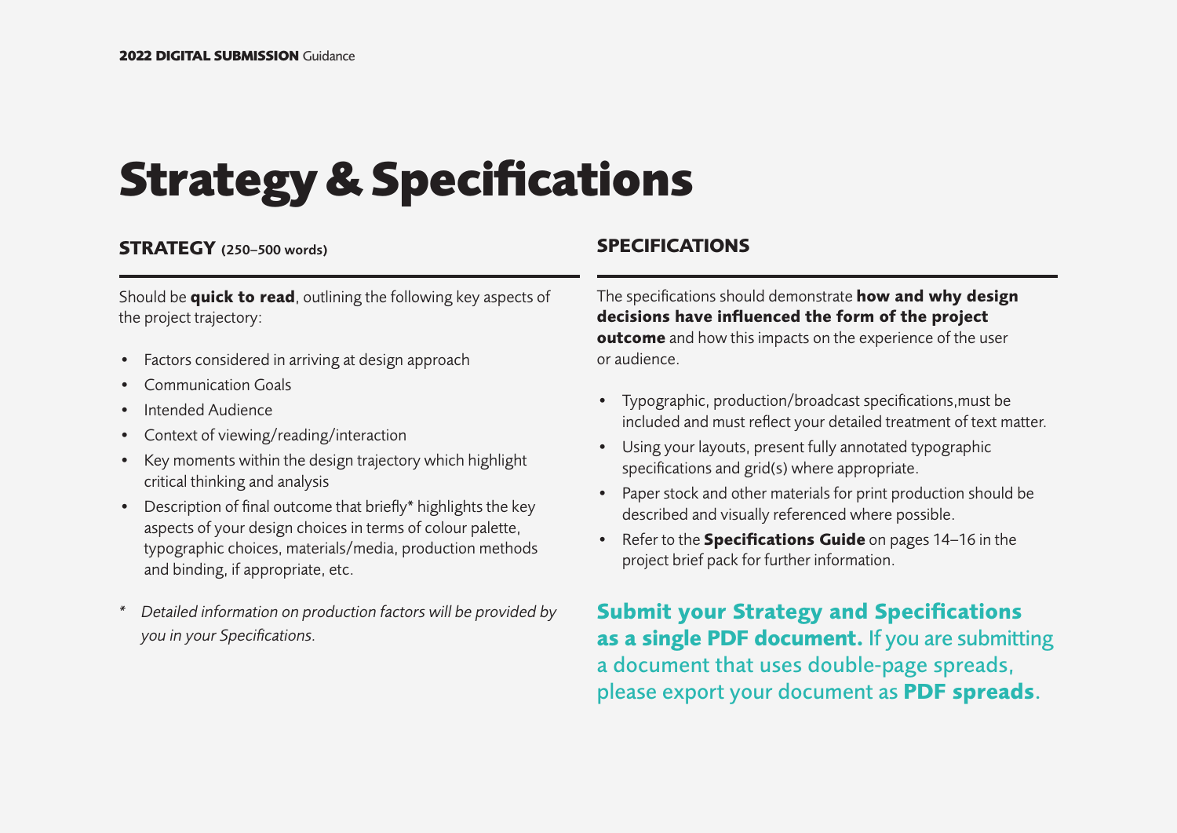# Strategy & Specifications

## STRATEGY (250–500 words)

Should be **quick to read**, outlining the following key aspects of the project trajectory:

- Factors considered in arriving at design approach
- Communication Goals
- Intended Audience
- Context of viewing/reading/interaction
- Key moments within the design trajectory which highlight critical thinking and analysis
- Description of final outcome that briefly* highlights the key aspects of your design choices in terms of colour palette, typographic choices, materials/media, production methods and binding, if appropriate, etc.

\* *Detailed information on production factors will be provided by you in your Specifications.*

## SPECIFICATIONS

The specifications should demonstrate **how and why design decisions have influenced the form of the project outcome** and how this impacts on the experience of the user or audience.

- Typographic, production/broadcast specifications,must be included and must reflect your detailed treatment of text matter.
- Using your layouts, present fully annotated typographic specifications and grid(s) where appropriate.
- Paper stock and other materials for print production should be described and visually referenced where possible.
- Refer to the **Specifications Guide** on pages 14–16 in the project brief pack for further information.

**Submit your Strategy and Specifications as a single PDF document.** If you are submitting a document that uses double-page spreads, please export your document as **PDF spreads**.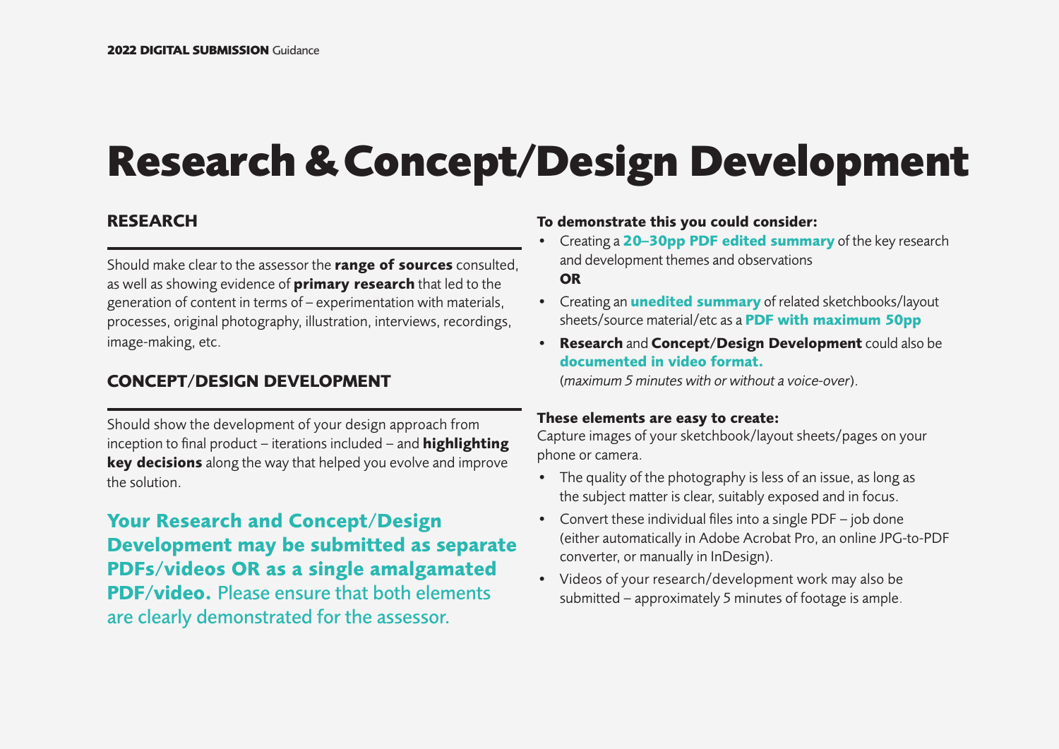# Research & Concept/Design Development

## RESEARCH

Should make clear to the assessor the **range of sources** consulted, as well as showing evidence of **primary research** that led to the generation of content in terms of – experimentation with materials, processes, original photography, illustration, interviews, recordings, image-making, etc.

## CONCEPT/DESIGN DEVELOPMENT

Should show the development of your design approach from inception to final product – iterations included – and **highlighting key decisions** along the way that helped you evolve and improve the solution.

**Your Research and Concept/Design Development may be submitted as separate PDFs/videos OR as a single amalgamated PDF/video.** Please ensure that both elements are clearly demonstrated for the assessor.

**To demonstrate this you could consider:**

- Creating a **20–30pp PDF edited summary** of the key research and development themes and observations
  **OR**
- Creating an **unedited summary** of related sketchbooks/layout sheets/source material/etc as a **PDF with maximum 50pp**
- **Research** and **Concept/Design Development** could also be **documented in video format.**
  (*maximum 5 minutes with or without a voice-over*).

**These elements are easy to create:**
Capture images of your sketchbook/layout sheets/pages on your phone or camera.

- The quality of the photography is less of an issue, as long as the subject matter is clear, suitably exposed and in focus.
- Convert these individual files into a single PDF – job done (either automatically in Adobe Acrobat Pro, an online JPG-to-PDF converter, or manually in InDesign).
- Videos of your research/development work may also be submitted – approximately 5 minutes of footage is ample.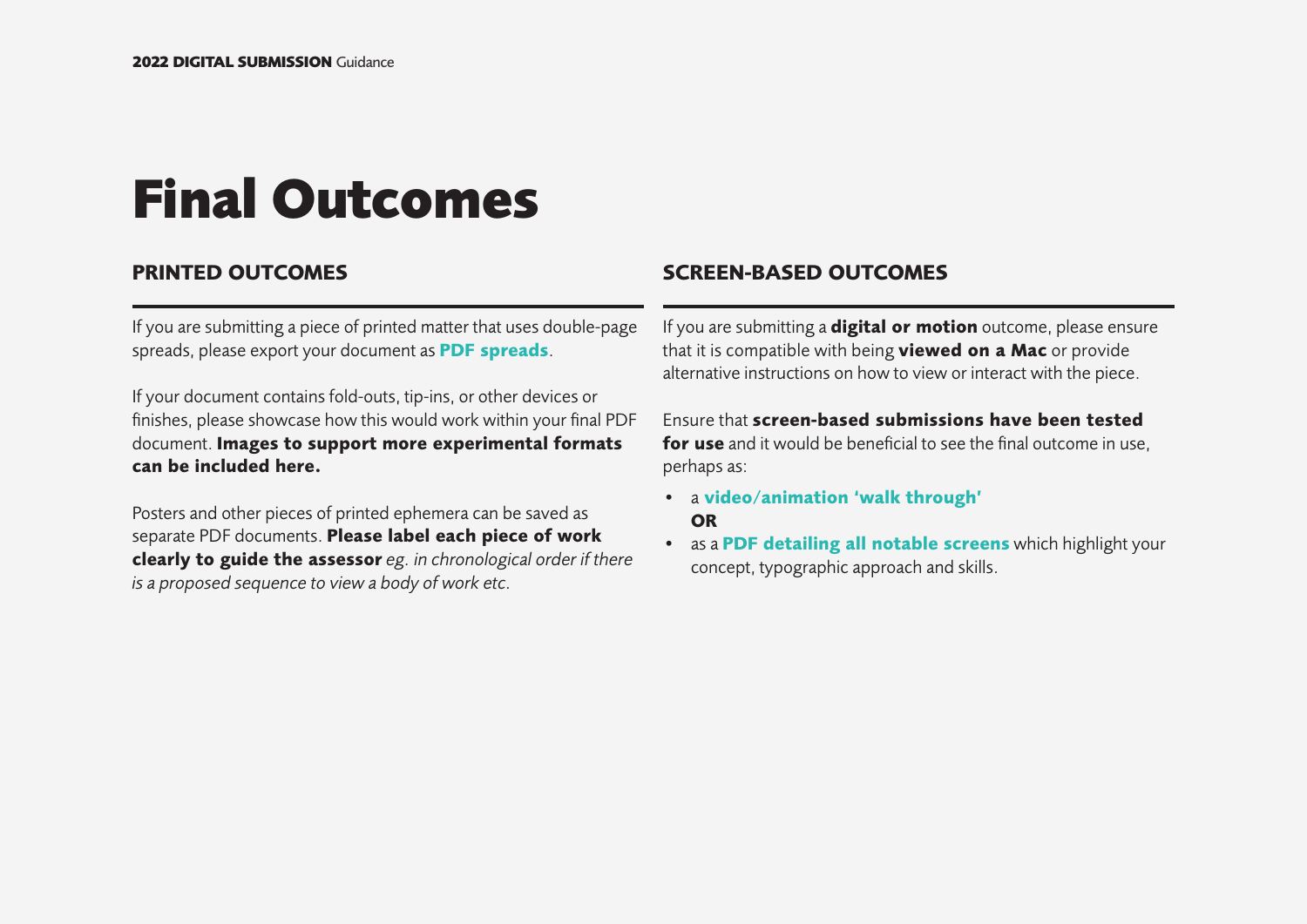# Final Outcomes

## PRINTED OUTCOMES

If you are submitting a piece of printed matter that uses double-page spreads, please export your document as **PDF spreads**.

If your document contains fold-outs, tip-ins, or other devices or finishes, please showcase how this would work within your final PDF document. **Images to support more experimental formats can be included here.**

Posters and other pieces of printed ephemera can be saved as separate PDF documents. **Please label each piece of work clearly to guide the assessor** *eg. in chronological order if there is a proposed sequence to view a body of work etc.*

## SCREEN-BASED OUTCOMES

If you are submitting a **digital or motion** outcome, please ensure that it is compatible with being **viewed on a Mac** or provide alternative instructions on how to view or interact with the piece.

Ensure that **screen-based submissions have been tested for use** and it would be beneficial to see the final outcome in use, perhaps as:

- a **video/animation 'walk through'**
  **OR**
- as a **PDF detailing all notable screens** which highlight your concept, typographic approach and skills.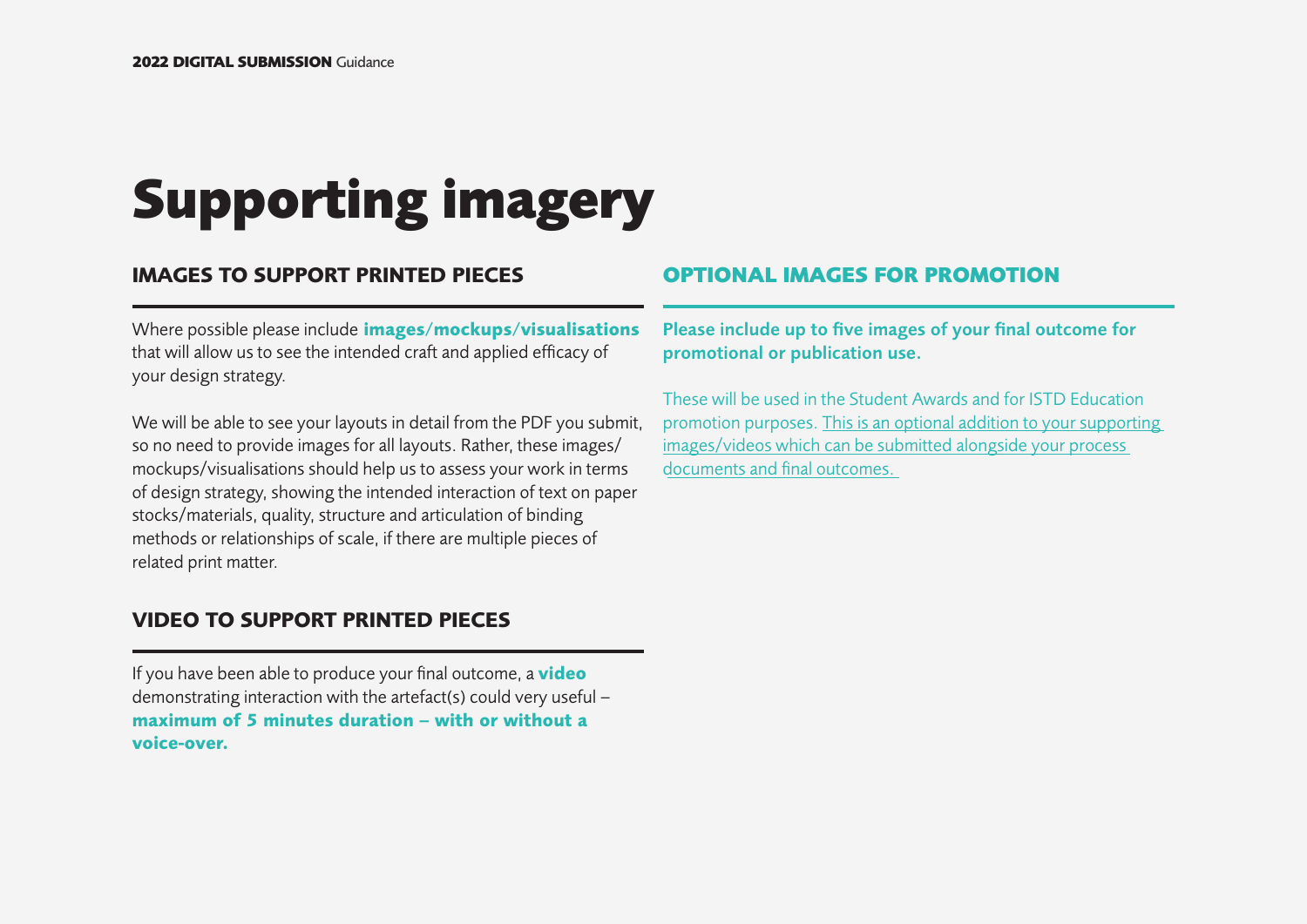# Supporting imagery

## IMAGES TO SUPPORT PRINTED PIECES

Where possible please include **images/mockups/visualisations** that will allow us to see the intended craft and applied efficacy of your design strategy.

We will be able to see your layouts in detail from the PDF you submit, so no need to provide images for all layouts. Rather, these images/mockups/visualisations should help us to assess your work in terms of design strategy, showing the intended interaction of text on paper stocks/materials, quality, structure and articulation of binding methods or relationships of scale, if there are multiple pieces of related print matter.

## VIDEO TO SUPPORT PRINTED PIECES

If you have been able to produce your final outcome, a **video** demonstrating interaction with the artefact(s) could very useful – **maximum of 5 minutes duration – with or without a voice-over.**

## OPTIONAL IMAGES FOR PROMOTION

**Please include up to five images of your final outcome for promotional or publication use.**

These will be used in the Student Awards and for ISTD Education promotion purposes. This is an optional addition to your supporting images/videos which can be submitted alongside your process documents and final outcomes.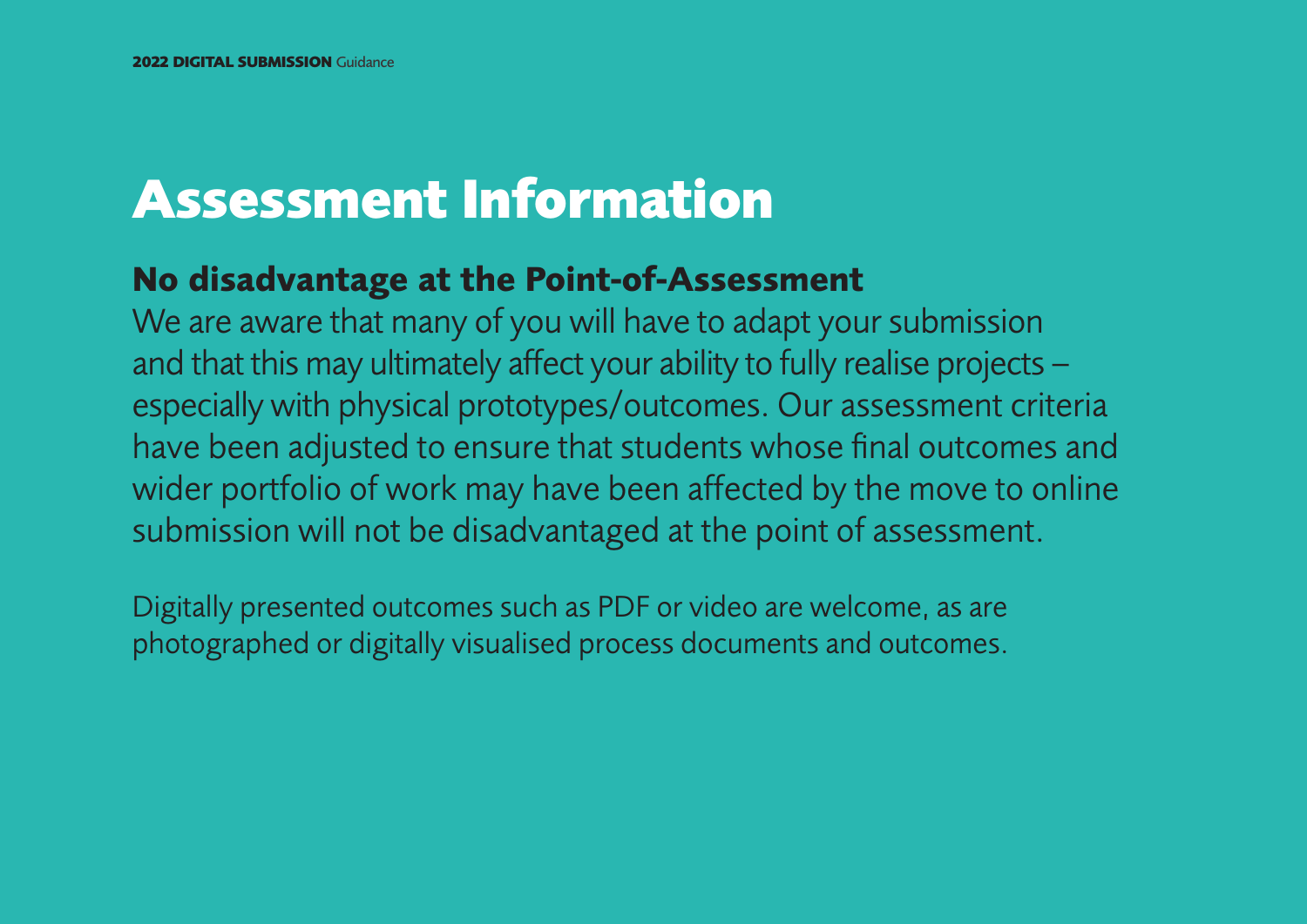# Assessment Information

## No disadvantage at the Point-of-Assessment

We are aware that many of you will have to adapt your submission and that this may ultimately affect your ability to fully realise projects – especially with physical prototypes/outcomes. Our assessment criteria have been adjusted to ensure that students whose final outcomes and wider portfolio of work may have been affected by the move to online submission will not be disadvantaged at the point of assessment.

Digitally presented outcomes such as PDF or video are welcome, as are photographed or digitally visualised process documents and outcomes.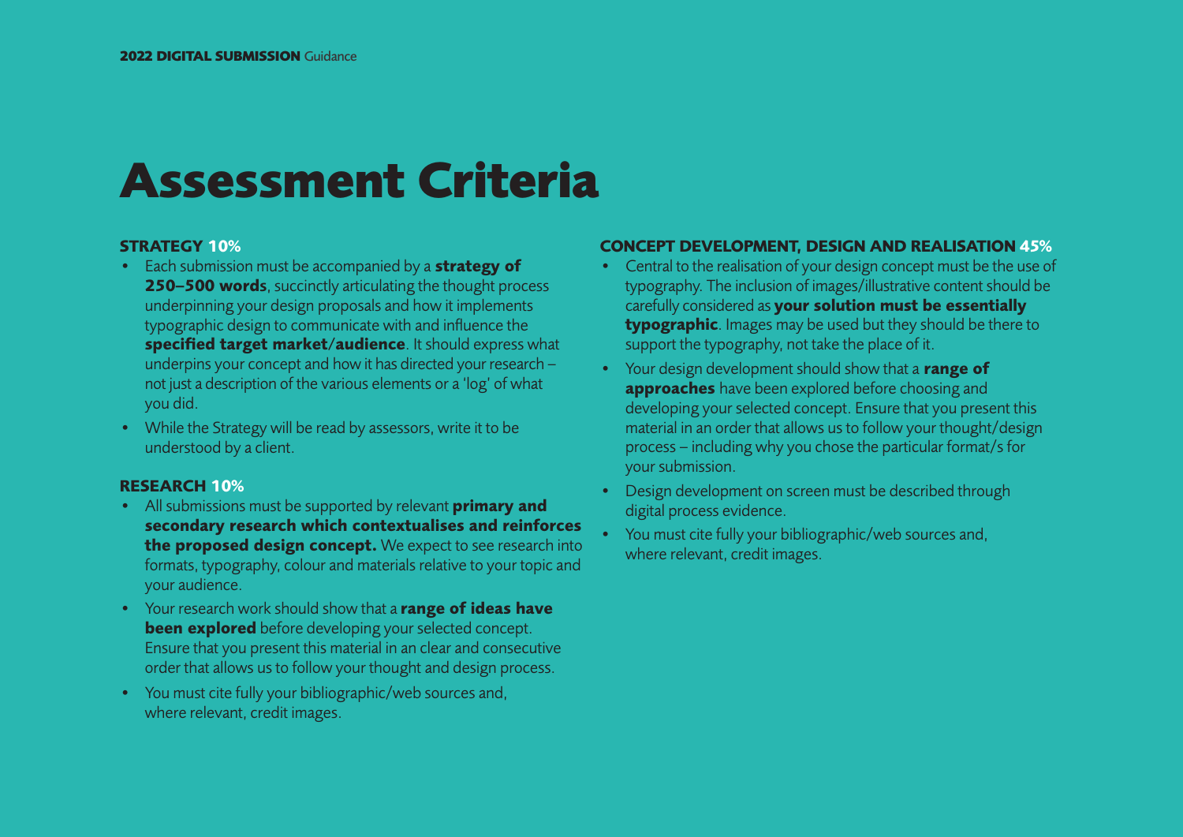# Assessment Criteria

## STRATEGY 10%

- Each submission must be accompanied by a **strategy of 250–500 words**, succinctly articulating the thought process underpinning your design proposals and how it implements typographic design to communicate with and influence the **specified target market/audience**. It should express what underpins your concept and how it has directed your research – not just a description of the various elements or a 'log' of what you did.
- While the Strategy will be read by assessors, write it to be understood by a client.

## RESEARCH 10%

- All submissions must be supported by relevant **primary and secondary research which contextualises and reinforces the proposed design concept.** We expect to see research into formats, typography, colour and materials relative to your topic and your audience.
- Your research work should show that a **range of ideas have been explored** before developing your selected concept. Ensure that you present this material in an clear and consecutive order that allows us to follow your thought and design process.
- You must cite fully your bibliographic/web sources and, where relevant, credit images.

## CONCEPT DEVELOPMENT, DESIGN AND REALISATION 45%

- Central to the realisation of your design concept must be the use of typography. The inclusion of images/illustrative content should be carefully considered as **your solution must be essentially typographic**. Images may be used but they should be there to support the typography, not take the place of it.
- Your design development should show that a **range of approaches** have been explored before choosing and developing your selected concept. Ensure that you present this material in an order that allows us to follow your thought/design process – including why you chose the particular format/s for your submission.
- Design development on screen must be described through digital process evidence.
- You must cite fully your bibliographic/web sources and, where relevant, credit images.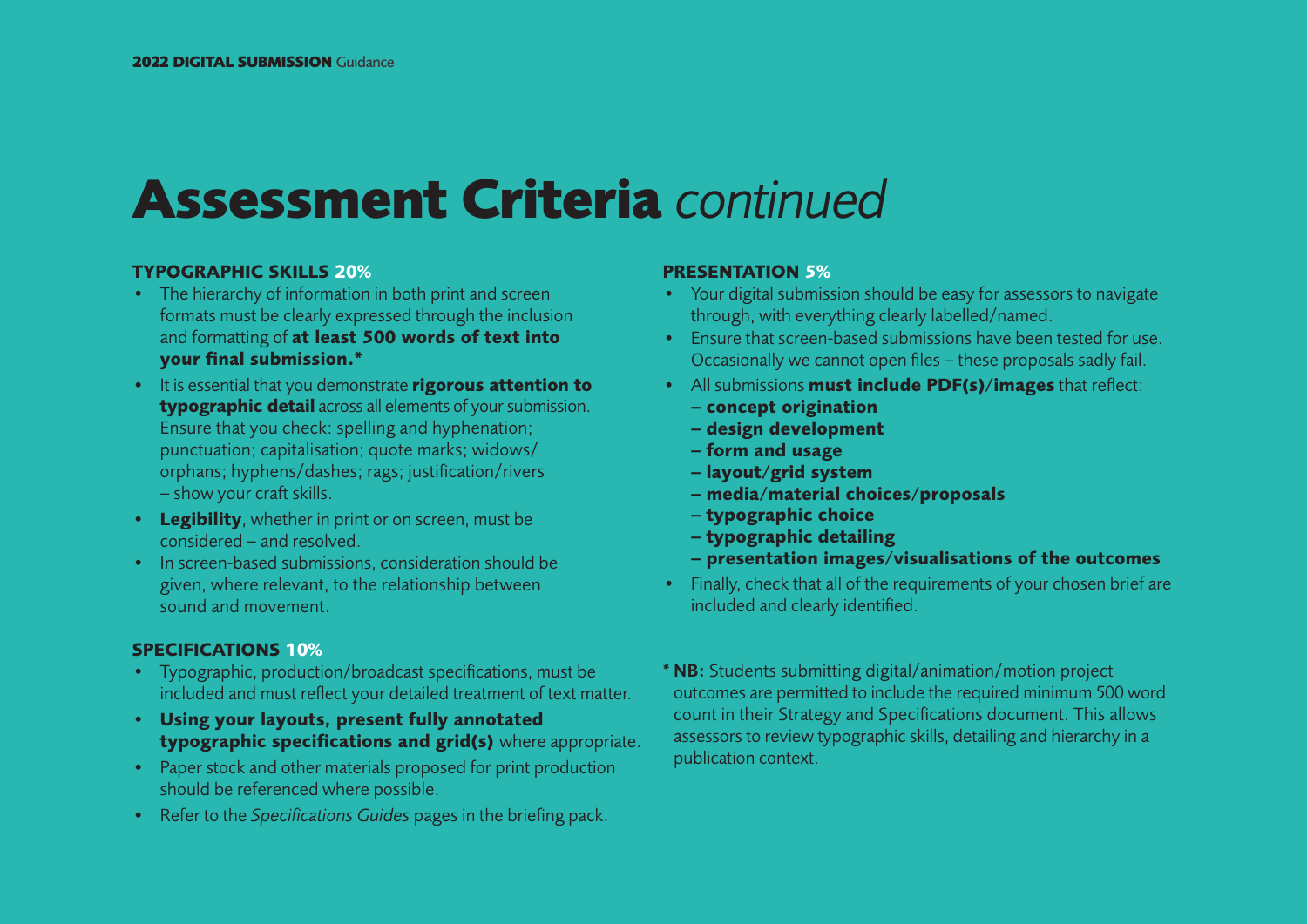# **Assessment Criteria** *continued*

### **TYPOGRAPHIC SKILLS 20%**

- The hierarchy of information in both print and screen formats must be clearly expressed through the inclusion and formatting of **at least 500 words of text into your final submission.***
- It is essential that you demonstrate **rigorous attention to typographic detail** across all elements of your submission. Ensure that you check: spelling and hyphenation; punctuation; capitalisation; quote marks; widows/orphans; hyphens/dashes; rags; justification/rivers – show your craft skills.
- **Legibility**, whether in print or on screen, must be considered – and resolved.
- In screen-based submissions, consideration should be given, where relevant, to the relationship between sound and movement.

### **SPECIFICATIONS 10%**

- Typographic, production/broadcast specifications, must be included and must reflect your detailed treatment of text matter.
- **Using your layouts, present fully annotated typographic specifications and grid(s)** where appropriate.
- Paper stock and other materials proposed for print production should be referenced where possible.
- Refer to the *Specifications Guides* pages in the briefing pack.

### **PRESENTATION 5%**

- Your digital submission should be easy for assessors to navigate through, with everything clearly labelled/named.
- Ensure that screen-based submissions have been tested for use. Occasionally we cannot open files – these proposals sadly fail.
- All submissions **must include PDF(s)/images** that reflect:
  - **– concept origination**
  - **– design development**
  - **– form and usage**
  - **– layout/grid system**
  - **– media/material choices/proposals**
  - **– typographic choice**
  - **– typographic detailing**
  - **– presentation images/visualisations of the outcomes**
- Finally, check that all of the requirements of your chosen brief are included and clearly identified.

* **NB:** Students submitting digital/animation/motion project outcomes are permitted to include the required minimum 500 word count in their Strategy and Specifications document. This allows assessors to review typographic skills, detailing and hierarchy in a publication context.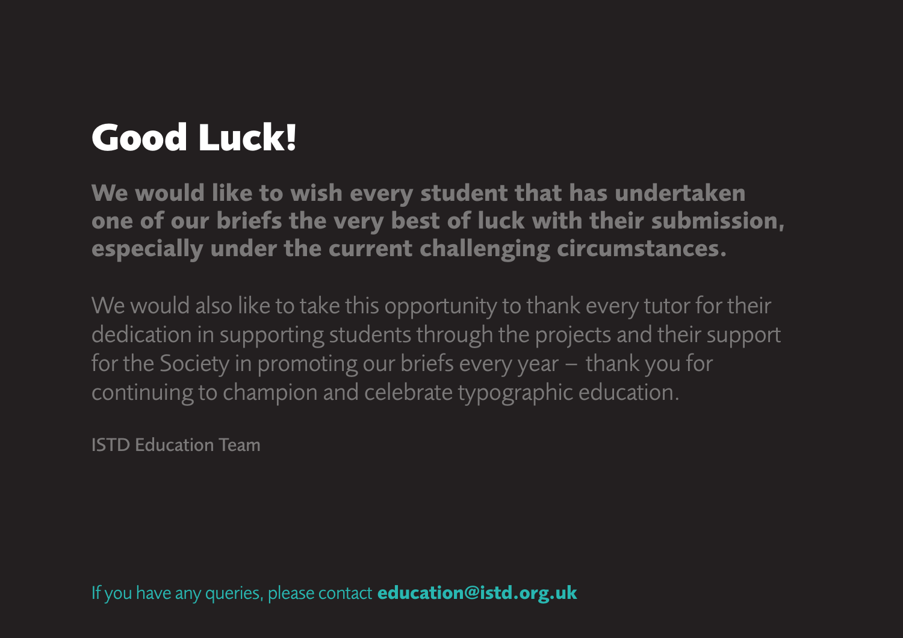# Good Luck!

**We would like to wish every student that has undertaken one of our briefs the very best of luck with their submission, especially under the current challenging circumstances.**

We would also like to take this opportunity to thank every tutor for their dedication in supporting students through the projects and their support for the Society in promoting our briefs every year – thank you for continuing to champion and celebrate typographic education.

ISTD Education Team

If you have any queries, please contact **education@istd.org.uk**